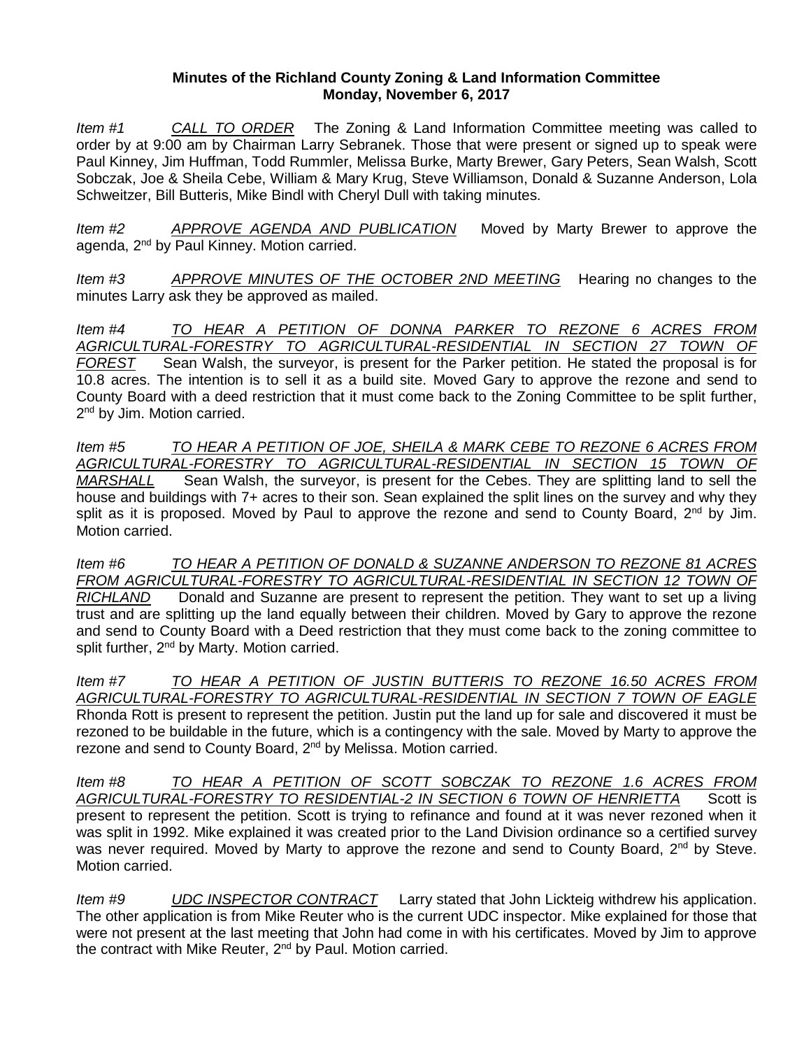**Minutes of the Richland County Zoning & Land Information Committee**
**Monday, November 6, 2017**

*Item #1* *CALL TO ORDER* The Zoning & Land Information Committee meeting was called to order by at 9:00 am by Chairman Larry Sebranek. Those that were present or signed up to speak were Paul Kinney, Jim Huffman, Todd Rummler, Melissa Burke, Marty Brewer, Gary Peters, Sean Walsh, Scott Sobczak, Joe & Sheila Cebe, William & Mary Krug, Steve Williamson, Donald & Suzanne Anderson, Lola Schweitzer, Bill Butteris, Mike Bindl with Cheryl Dull with taking minutes.

*Item #2* *APPROVE AGENDA AND PUBLICATION* Moved by Marty Brewer to approve the agenda, 2nd by Paul Kinney. Motion carried.

*Item #3* *APPROVE MINUTES OF THE OCTOBER 2ND MEETING* Hearing no changes to the minutes Larry ask they be approved as mailed.

*Item #4* *TO HEAR A PETITION OF DONNA PARKER TO REZONE 6 ACRES FROM AGRICULTURAL-FORESTRY TO AGRICULTURAL-RESIDENTIAL IN SECTION 27 TOWN OF FOREST* Sean Walsh, the surveyor, is present for the Parker petition. He stated the proposal is for 10.8 acres. The intention is to sell it as a build site. Moved Gary to approve the rezone and send to County Board with a deed restriction that it must come back to the Zoning Committee to be split further, 2nd by Jim. Motion carried.

*Item #5* *TO HEAR A PETITION OF JOE, SHEILA & MARK CEBE TO REZONE 6 ACRES FROM AGRICULTURAL-FORESTRY TO AGRICULTURAL-RESIDENTIAL IN SECTION 15 TOWN OF MARSHALL* Sean Walsh, the surveyor, is present for the Cebes. They are splitting land to sell the house and buildings with 7+ acres to their son. Sean explained the split lines on the survey and why they split as it is proposed. Moved by Paul to approve the rezone and send to County Board, 2nd by Jim. Motion carried.

*Item #6* *TO HEAR A PETITION OF DONALD & SUZANNE ANDERSON TO REZONE 81 ACRES FROM AGRICULTURAL-FORESTRY TO AGRICULTURAL-RESIDENTIAL IN SECTION 12 TOWN OF RICHLAND* Donald and Suzanne are present to represent the petition. They want to set up a living trust and are splitting up the land equally between their children. Moved by Gary to approve the rezone and send to County Board with a Deed restriction that they must come back to the zoning committee to split further, 2nd by Marty. Motion carried.

*Item #7* *TO HEAR A PETITION OF JUSTIN BUTTERIS TO REZONE 16.50 ACRES FROM AGRICULTURAL-FORESTRY TO AGRICULTURAL-RESIDENTIAL IN SECTION 7 TOWN OF EAGLE* Rhonda Rott is present to represent the petition. Justin put the land up for sale and discovered it must be rezoned to be buildable in the future, which is a contingency with the sale. Moved by Marty to approve the rezone and send to County Board, 2nd by Melissa. Motion carried.

*Item #8* *TO HEAR A PETITION OF SCOTT SOBCZAK TO REZONE 1.6 ACRES FROM AGRICULTURAL-FORESTRY TO RESIDENTIAL-2 IN SECTION 6 TOWN OF HENRIETTA* Scott is present to represent the petition. Scott is trying to refinance and found at it was never rezoned when it was split in 1992. Mike explained it was created prior to the Land Division ordinance so a certified survey was never required. Moved by Marty to approve the rezone and send to County Board, 2nd by Steve. Motion carried.

*Item #9* *UDC INSPECTOR CONTRACT* Larry stated that John Lickteig withdrew his application. The other application is from Mike Reuter who is the current UDC inspector. Mike explained for those that were not present at the last meeting that John had come in with his certificates. Moved by Jim to approve the contract with Mike Reuter, 2nd by Paul. Motion carried.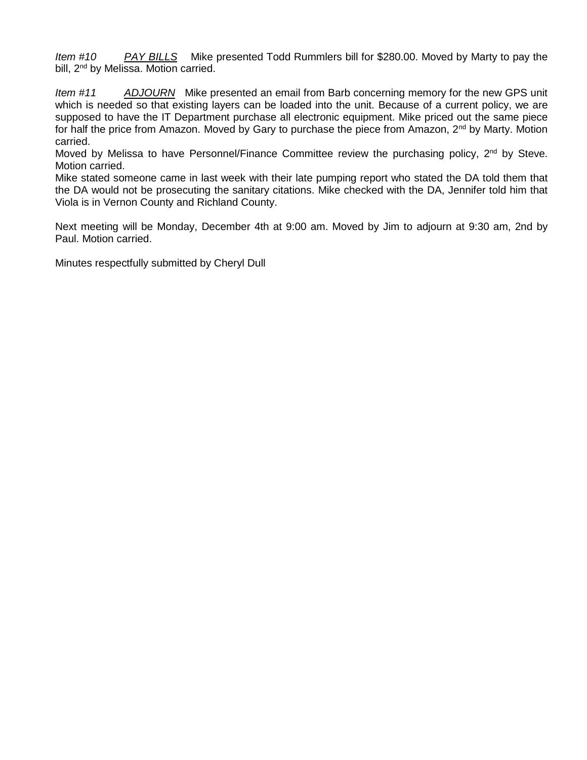*Item #10* _PAY BILLS_ Mike presented Todd Rummlers bill for $280.00. Moved by Marty to pay the bill, 2nd by Melissa. Motion carried.

*Item #11* _ADJOURN_ Mike presented an email from Barb concerning memory for the new GPS unit which is needed so that existing layers can be loaded into the unit. Because of a current policy, we are supposed to have the IT Department purchase all electronic equipment. Mike priced out the same piece for half the price from Amazon. Moved by Gary to purchase the piece from Amazon, 2nd by Marty. Motion carried.

Moved by Melissa to have Personnel/Finance Committee review the purchasing policy, 2nd by Steve. Motion carried.

Mike stated someone came in last week with their late pumping report who stated the DA told them that the DA would not be prosecuting the sanitary citations. Mike checked with the DA, Jennifer told him that Viola is in Vernon County and Richland County.

Next meeting will be Monday, December 4th at 9:00 am. Moved by Jim to adjourn at 9:30 am, 2nd by Paul. Motion carried.

Minutes respectfully submitted by Cheryl Dull